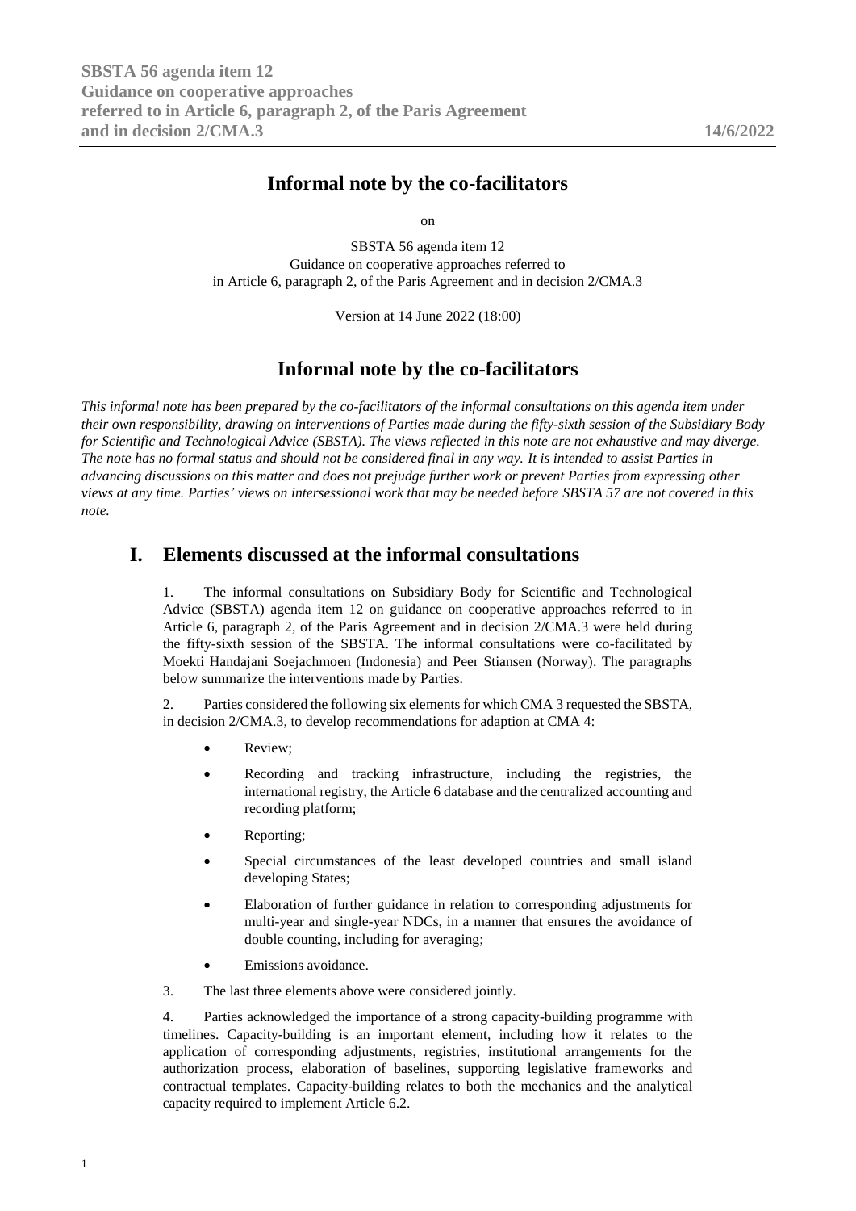# Informal note by the co-facilitators

on

SBSTA 56 agenda item 12
Guidance on cooperative approaches referred to
in Article 6, paragraph 2, of the Paris Agreement and in decision 2/CMA.3

Version at 14 June 2022 (18:00)

# Informal note by the co-facilitators

*This informal note has been prepared by the co-facilitators of the informal consultations on this agenda item under their own responsibility, drawing on interventions of Parties made during the fifty-sixth session of the Subsidiary Body for Scientific and Technological Advice (SBSTA). The views reflected in this note are not exhaustive and may diverge. The note has no formal status and should not be considered final in any way. It is intended to assist Parties in advancing discussions on this matter and does not prejudge further work or prevent Parties from expressing other views at any time. Parties' views on intersessional work that may be needed before SBSTA 57 are not covered in this note.*

## I. Elements discussed at the informal consultations

1. The informal consultations on Subsidiary Body for Scientific and Technological Advice (SBSTA) agenda item 12 on guidance on cooperative approaches referred to in Article 6, paragraph 2, of the Paris Agreement and in decision 2/CMA.3 were held during the fifty-sixth session of the SBSTA. The informal consultations were co-facilitated by Moekti Handajani Soejachmoen (Indonesia) and Peer Stiansen (Norway). The paragraphs below summarize the interventions made by Parties.

2. Parties considered the following six elements for which CMA 3 requested the SBSTA, in decision 2/CMA.3, to develop recommendations for adaption at CMA 4:

- Review;
- Recording and tracking infrastructure, including the registries, the international registry, the Article 6 database and the centralized accounting and recording platform;
- Reporting;
- Special circumstances of the least developed countries and small island developing States;
- Elaboration of further guidance in relation to corresponding adjustments for multi-year and single-year NDCs, in a manner that ensures the avoidance of double counting, including for averaging;
- Emissions avoidance.

3. The last three elements above were considered jointly.

4. Parties acknowledged the importance of a strong capacity-building programme with timelines. Capacity-building is an important element, including how it relates to the application of corresponding adjustments, registries, institutional arrangements for the authorization process, elaboration of baselines, supporting legislative frameworks and contractual templates. Capacity-building relates to both the mechanics and the analytical capacity required to implement Article 6.2.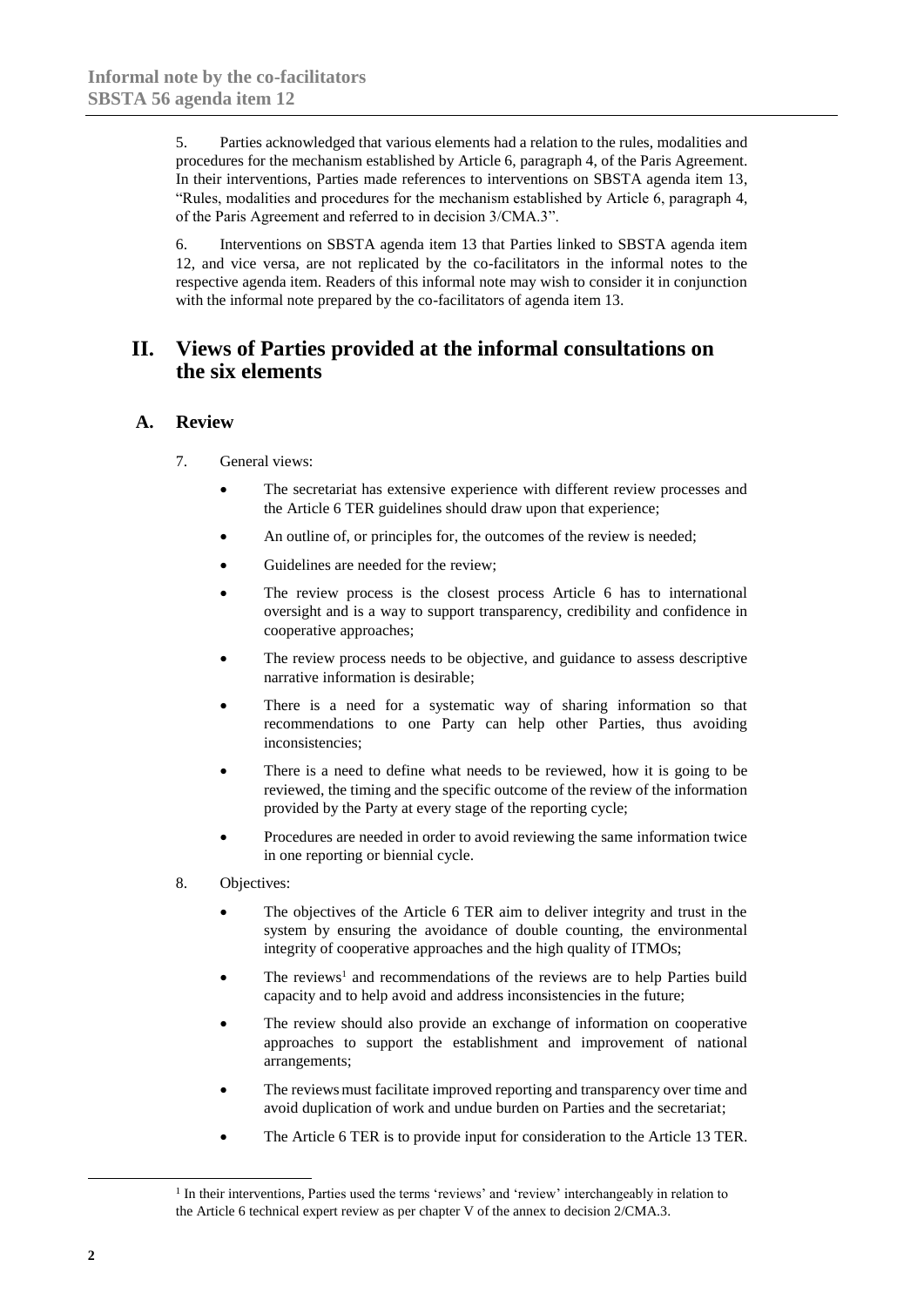5. Parties acknowledged that various elements had a relation to the rules, modalities and procedures for the mechanism established by Article 6, paragraph 4, of the Paris Agreement. In their interventions, Parties made references to interventions on SBSTA agenda item 13, "Rules, modalities and procedures for the mechanism established by Article 6, paragraph 4, of the Paris Agreement and referred to in decision 3/CMA.3".

6. Interventions on SBSTA agenda item 13 that Parties linked to SBSTA agenda item 12, and vice versa, are not replicated by the co-facilitators in the informal notes to the respective agenda item. Readers of this informal note may wish to consider it in conjunction with the informal note prepared by the co-facilitators of agenda item 13.

## II. Views of Parties provided at the informal consultations on the six elements

### A. Review

7. General views:

- The secretariat has extensive experience with different review processes and the Article 6 TER guidelines should draw upon that experience;
- An outline of, or principles for, the outcomes of the review is needed;
- Guidelines are needed for the review;
- The review process is the closest process Article 6 has to international oversight and is a way to support transparency, credibility and confidence in cooperative approaches;
- The review process needs to be objective, and guidance to assess descriptive narrative information is desirable;
- There is a need for a systematic way of sharing information so that recommendations to one Party can help other Parties, thus avoiding inconsistencies;
- There is a need to define what needs to be reviewed, how it is going to be reviewed, the timing and the specific outcome of the review of the information provided by the Party at every stage of the reporting cycle;
- Procedures are needed in order to avoid reviewing the same information twice in one reporting or biennial cycle.

8. Objectives:

- The objectives of the Article 6 TER aim to deliver integrity and trust in the system by ensuring the avoidance of double counting, the environmental integrity of cooperative approaches and the high quality of ITMOs;
- The reviews[1] and recommendations of the reviews are to help Parties build capacity and to help avoid and address inconsistencies in the future;
- The review should also provide an exchange of information on cooperative approaches to support the establishment and improvement of national arrangements;
- The reviews must facilitate improved reporting and transparency over time and avoid duplication of work and undue burden on Parties and the secretariat;
- The Article 6 TER is to provide input for consideration to the Article 13 TER.

[1] In their interventions, Parties used the terms 'reviews' and 'review' interchangeably in relation to the Article 6 technical expert review as per chapter V of the annex to decision 2/CMA.3.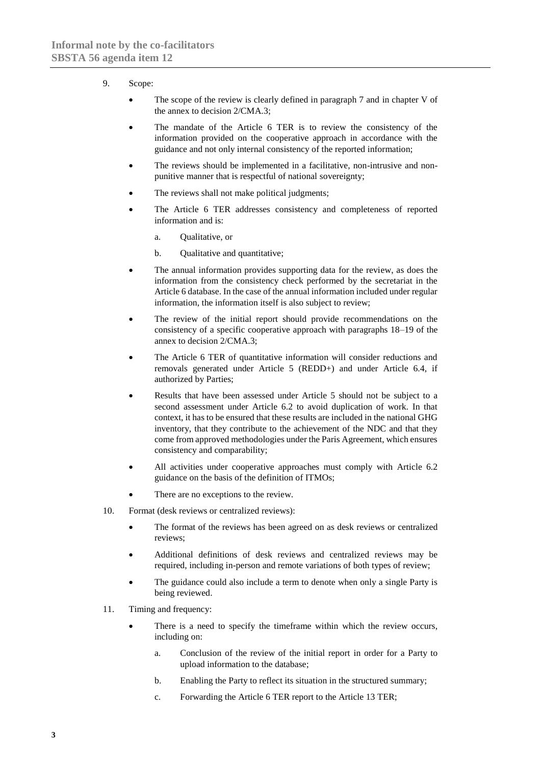9. Scope:

   - The scope of the review is clearly defined in paragraph 7 and in chapter V of the annex to decision 2/CMA.3;
   - The mandate of the Article 6 TER is to review the consistency of the information provided on the cooperative approach in accordance with the guidance and not only internal consistency of the reported information;
   - The reviews should be implemented in a facilitative, non-intrusive and non-punitive manner that is respectful of national sovereignty;
   - The reviews shall not make political judgments;
   - The Article 6 TER addresses consistency and completeness of reported information and is:
     - a. Qualitative, or
     - b. Qualitative and quantitative;
   - The annual information provides supporting data for the review, as does the information from the consistency check performed by the secretariat in the Article 6 database. In the case of the annual information included under regular information, the information itself is also subject to review;
   - The review of the initial report should provide recommendations on the consistency of a specific cooperative approach with paragraphs 18–19 of the annex to decision 2/CMA.3;
   - The Article 6 TER of quantitative information will consider reductions and removals generated under Article 5 (REDD+) and under Article 6.4, if authorized by Parties;
   - Results that have been assessed under Article 5 should not be subject to a second assessment under Article 6.2 to avoid duplication of work. In that context, it has to be ensured that these results are included in the national GHG inventory, that they contribute to the achievement of the NDC and that they come from approved methodologies under the Paris Agreement, which ensures consistency and comparability;
   - All activities under cooperative approaches must comply with Article 6.2 guidance on the basis of the definition of ITMOs;
   - There are no exceptions to the review.

10. Format (desk reviews or centralized reviews):

    - The format of the reviews has been agreed on as desk reviews or centralized reviews;
    - Additional definitions of desk reviews and centralized reviews may be required, including in-person and remote variations of both types of review;
    - The guidance could also include a term to denote when only a single Party is being reviewed.

11. Timing and frequency:

    - There is a need to specify the timeframe within which the review occurs, including on:
      - a. Conclusion of the review of the initial report in order for a Party to upload information to the database;
      - b. Enabling the Party to reflect its situation in the structured summary;
      - c. Forwarding the Article 6 TER report to the Article 13 TER;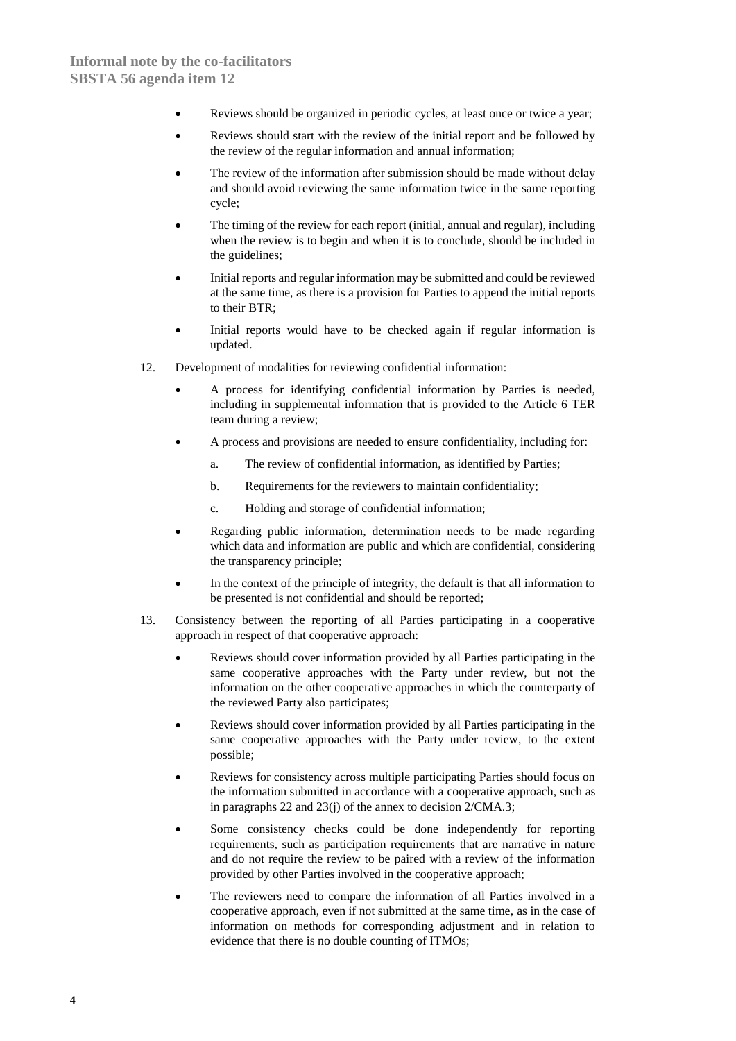- Reviews should be organized in periodic cycles, at least once or twice a year;
- Reviews should start with the review of the initial report and be followed by the review of the regular information and annual information;
- The review of the information after submission should be made without delay and should avoid reviewing the same information twice in the same reporting cycle;
- The timing of the review for each report (initial, annual and regular), including when the review is to begin and when it is to conclude, should be included in the guidelines;
- Initial reports and regular information may be submitted and could be reviewed at the same time, as there is a provision for Parties to append the initial reports to their BTR;
- Initial reports would have to be checked again if regular information is updated.

12. Development of modalities for reviewing confidential information:

- A process for identifying confidential information by Parties is needed, including in supplemental information that is provided to the Article 6 TER team during a review;
- A process and provisions are needed to ensure confidentiality, including for:
    a. The review of confidential information, as identified by Parties;
    b. Requirements for the reviewers to maintain confidentiality;
    c. Holding and storage of confidential information;
- Regarding public information, determination needs to be made regarding which data and information are public and which are confidential, considering the transparency principle;
- In the context of the principle of integrity, the default is that all information to be presented is not confidential and should be reported;

13. Consistency between the reporting of all Parties participating in a cooperative approach in respect of that cooperative approach:

- Reviews should cover information provided by all Parties participating in the same cooperative approaches with the Party under review, but not the information on the other cooperative approaches in which the counterparty of the reviewed Party also participates;
- Reviews should cover information provided by all Parties participating in the same cooperative approaches with the Party under review, to the extent possible;
- Reviews for consistency across multiple participating Parties should focus on the information submitted in accordance with a cooperative approach, such as in paragraphs 22 and 23(j) of the annex to decision 2/CMA.3;
- Some consistency checks could be done independently for reporting requirements, such as participation requirements that are narrative in nature and do not require the review to be paired with a review of the information provided by other Parties involved in the cooperative approach;
- The reviewers need to compare the information of all Parties involved in a cooperative approach, even if not submitted at the same time, as in the case of information on methods for corresponding adjustment and in relation to evidence that there is no double counting of ITMOs;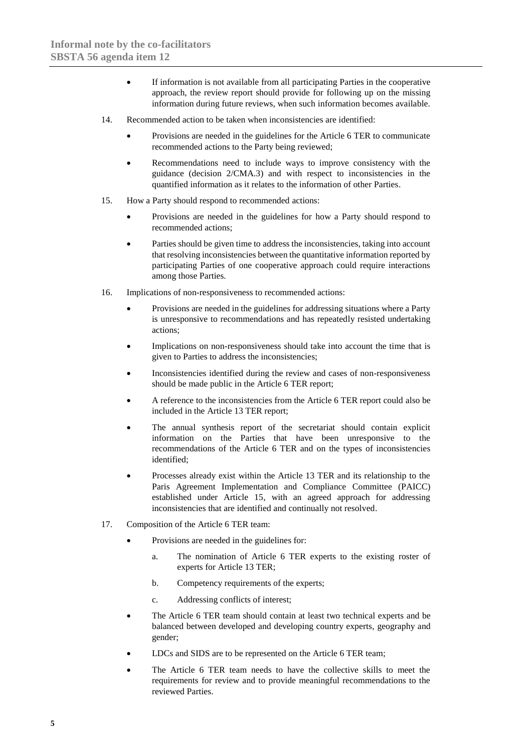- If information is not available from all participating Parties in the cooperative approach, the review report should provide for following up on the missing information during future reviews, when such information becomes available.

14. Recommended action to be taken when inconsistencies are identified:

    - Provisions are needed in the guidelines for the Article 6 TER to communicate recommended actions to the Party being reviewed;
    - Recommendations need to include ways to improve consistency with the guidance (decision 2/CMA.3) and with respect to inconsistencies in the quantified information as it relates to the information of other Parties.

15. How a Party should respond to recommended actions:

    - Provisions are needed in the guidelines for how a Party should respond to recommended actions;
    - Parties should be given time to address the inconsistencies, taking into account that resolving inconsistencies between the quantitative information reported by participating Parties of one cooperative approach could require interactions among those Parties.

16. Implications of non-responsiveness to recommended actions:

    - Provisions are needed in the guidelines for addressing situations where a Party is unresponsive to recommendations and has repeatedly resisted undertaking actions;
    - Implications on non-responsiveness should take into account the time that is given to Parties to address the inconsistencies;
    - Inconsistencies identified during the review and cases of non-responsiveness should be made public in the Article 6 TER report;
    - A reference to the inconsistencies from the Article 6 TER report could also be included in the Article 13 TER report;
    - The annual synthesis report of the secretariat should contain explicit information on the Parties that have been unresponsive to the recommendations of the Article 6 TER and on the types of inconsistencies identified;
    - Processes already exist within the Article 13 TER and its relationship to the Paris Agreement Implementation and Compliance Committee (PAICC) established under Article 15, with an agreed approach for addressing inconsistencies that are identified and continually not resolved.

17. Composition of the Article 6 TER team:

    - Provisions are needed in the guidelines for:
        a. The nomination of Article 6 TER experts to the existing roster of experts for Article 13 TER;
        b. Competency requirements of the experts;
        c. Addressing conflicts of interest;
    - The Article 6 TER team should contain at least two technical experts and be balanced between developed and developing country experts, geography and gender;
    - LDCs and SIDS are to be represented on the Article 6 TER team;
    - The Article 6 TER team needs to have the collective skills to meet the requirements for review and to provide meaningful recommendations to the reviewed Parties.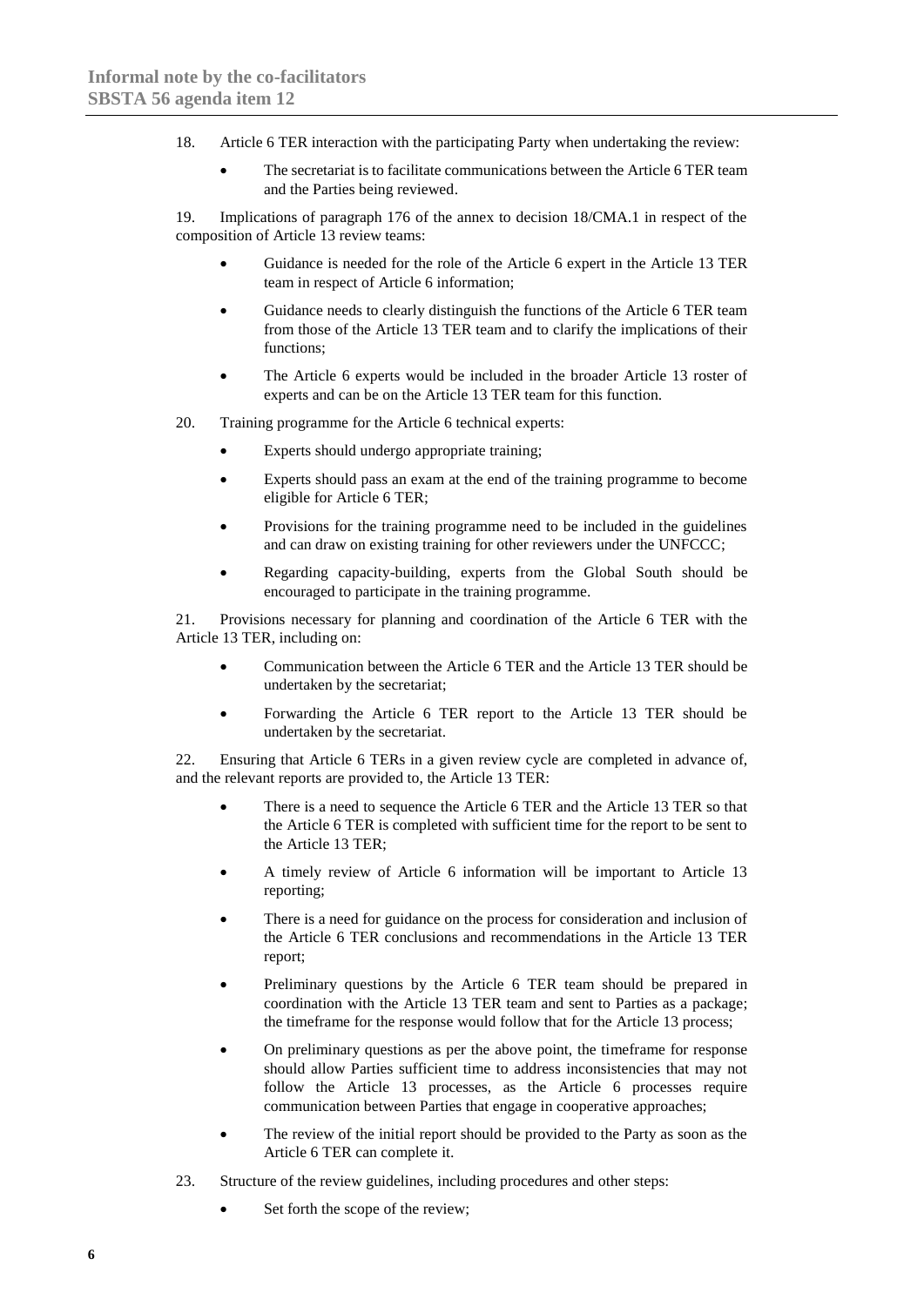18. Article 6 TER interaction with the participating Party when undertaking the review:

- The secretariat is to facilitate communications between the Article 6 TER team and the Parties being reviewed.

19. Implications of paragraph 176 of the annex to decision 18/CMA.1 in respect of the composition of Article 13 review teams:

- Guidance is needed for the role of the Article 6 expert in the Article 13 TER team in respect of Article 6 information;
- Guidance needs to clearly distinguish the functions of the Article 6 TER team from those of the Article 13 TER team and to clarify the implications of their functions;
- The Article 6 experts would be included in the broader Article 13 roster of experts and can be on the Article 13 TER team for this function.

20. Training programme for the Article 6 technical experts:

- Experts should undergo appropriate training;
- Experts should pass an exam at the end of the training programme to become eligible for Article 6 TER;
- Provisions for the training programme need to be included in the guidelines and can draw on existing training for other reviewers under the UNFCCC;
- Regarding capacity-building, experts from the Global South should be encouraged to participate in the training programme.

21. Provisions necessary for planning and coordination of the Article 6 TER with the Article 13 TER, including on:

- Communication between the Article 6 TER and the Article 13 TER should be undertaken by the secretariat;
- Forwarding the Article 6 TER report to the Article 13 TER should be undertaken by the secretariat.

22. Ensuring that Article 6 TERs in a given review cycle are completed in advance of, and the relevant reports are provided to, the Article 13 TER:

- There is a need to sequence the Article 6 TER and the Article 13 TER so that the Article 6 TER is completed with sufficient time for the report to be sent to the Article 13 TER;
- A timely review of Article 6 information will be important to Article 13 reporting;
- There is a need for guidance on the process for consideration and inclusion of the Article 6 TER conclusions and recommendations in the Article 13 TER report;
- Preliminary questions by the Article 6 TER team should be prepared in coordination with the Article 13 TER team and sent to Parties as a package; the timeframe for the response would follow that for the Article 13 process;
- On preliminary questions as per the above point, the timeframe for response should allow Parties sufficient time to address inconsistencies that may not follow the Article 13 processes, as the Article 6 processes require communication between Parties that engage in cooperative approaches;
- The review of the initial report should be provided to the Party as soon as the Article 6 TER can complete it.

23. Structure of the review guidelines, including procedures and other steps:

- Set forth the scope of the review;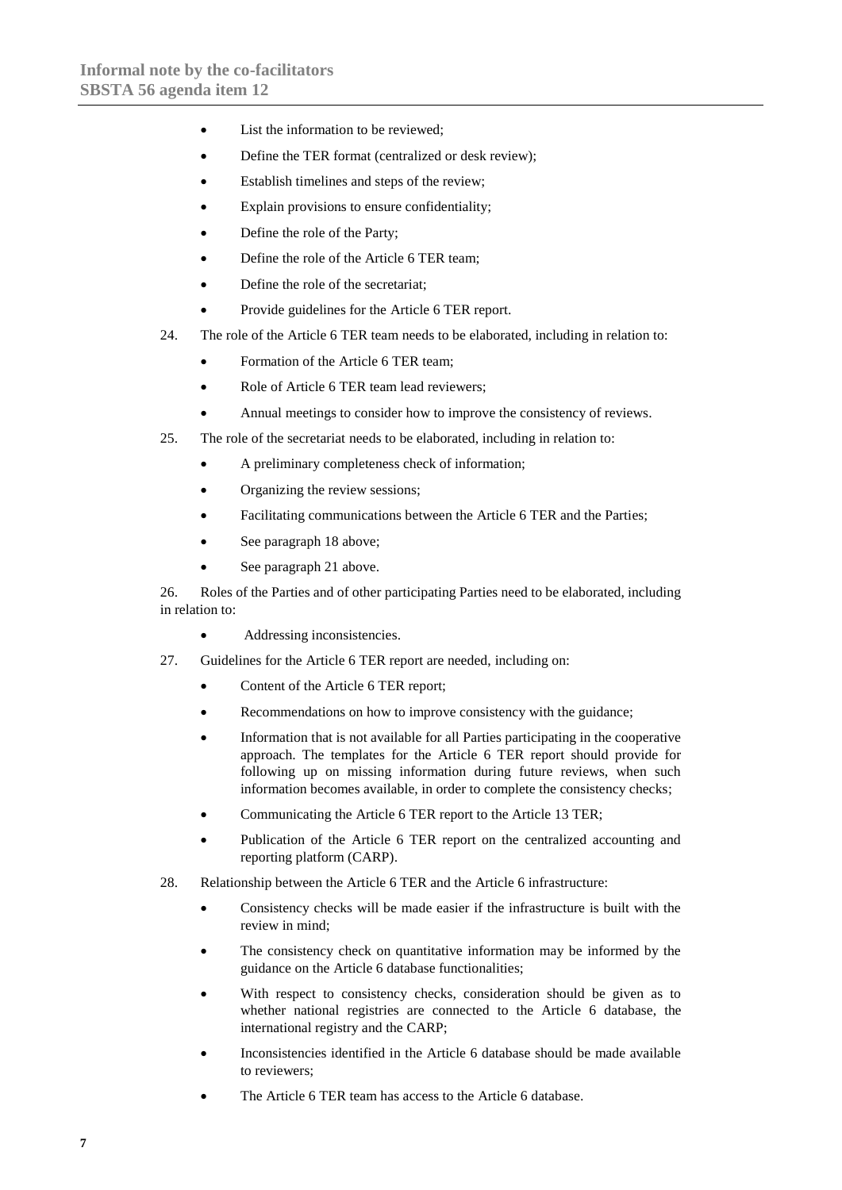- List the information to be reviewed;
- Define the TER format (centralized or desk review);
- Establish timelines and steps of the review;
- Explain provisions to ensure confidentiality;
- Define the role of the Party;
- Define the role of the Article 6 TER team;
- Define the role of the secretariat;
- Provide guidelines for the Article 6 TER report.

24. The role of the Article 6 TER team needs to be elaborated, including in relation to:

- Formation of the Article 6 TER team;
- Role of Article 6 TER team lead reviewers;
- Annual meetings to consider how to improve the consistency of reviews.

25. The role of the secretariat needs to be elaborated, including in relation to:

- A preliminary completeness check of information;
- Organizing the review sessions;
- Facilitating communications between the Article 6 TER and the Parties;
- See paragraph 18 above;
- See paragraph 21 above.

26. Roles of the Parties and of other participating Parties need to be elaborated, including in relation to:

- Addressing inconsistencies.

27. Guidelines for the Article 6 TER report are needed, including on:

- Content of the Article 6 TER report;
- Recommendations on how to improve consistency with the guidance;
- Information that is not available for all Parties participating in the cooperative approach. The templates for the Article 6 TER report should provide for following up on missing information during future reviews, when such information becomes available, in order to complete the consistency checks;
- Communicating the Article 6 TER report to the Article 13 TER;
- Publication of the Article 6 TER report on the centralized accounting and reporting platform (CARP).

28. Relationship between the Article 6 TER and the Article 6 infrastructure:

- Consistency checks will be made easier if the infrastructure is built with the review in mind;
- The consistency check on quantitative information may be informed by the guidance on the Article 6 database functionalities;
- With respect to consistency checks, consideration should be given as to whether national registries are connected to the Article 6 database, the international registry and the CARP;
- Inconsistencies identified in the Article 6 database should be made available to reviewers;
- The Article 6 TER team has access to the Article 6 database.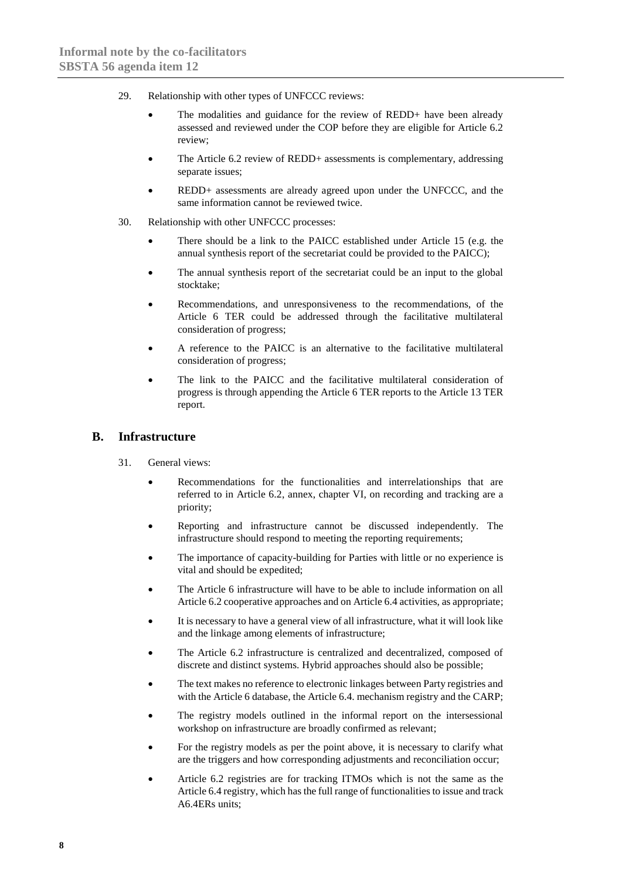29. Relationship with other types of UNFCCC reviews:

- The modalities and guidance for the review of REDD+ have been already assessed and reviewed under the COP before they are eligible for Article 6.2 review;
- The Article 6.2 review of REDD+ assessments is complementary, addressing separate issues;
- REDD+ assessments are already agreed upon under the UNFCCC, and the same information cannot be reviewed twice.

30. Relationship with other UNFCCC processes:

- There should be a link to the PAICC established under Article 15 (e.g. the annual synthesis report of the secretariat could be provided to the PAICC);
- The annual synthesis report of the secretariat could be an input to the global stocktake;
- Recommendations, and unresponsiveness to the recommendations, of the Article 6 TER could be addressed through the facilitative multilateral consideration of progress;
- A reference to the PAICC is an alternative to the facilitative multilateral consideration of progress;
- The link to the PAICC and the facilitative multilateral consideration of progress is through appending the Article 6 TER reports to the Article 13 TER report.

## B. Infrastructure

31. General views:

- Recommendations for the functionalities and interrelationships that are referred to in Article 6.2, annex, chapter VI, on recording and tracking are a priority;
- Reporting and infrastructure cannot be discussed independently. The infrastructure should respond to meeting the reporting requirements;
- The importance of capacity-building for Parties with little or no experience is vital and should be expedited;
- The Article 6 infrastructure will have to be able to include information on all Article 6.2 cooperative approaches and on Article 6.4 activities, as appropriate;
- It is necessary to have a general view of all infrastructure, what it will look like and the linkage among elements of infrastructure;
- The Article 6.2 infrastructure is centralized and decentralized, composed of discrete and distinct systems. Hybrid approaches should also be possible;
- The text makes no reference to electronic linkages between Party registries and with the Article 6 database, the Article 6.4. mechanism registry and the CARP;
- The registry models outlined in the informal report on the intersessional workshop on infrastructure are broadly confirmed as relevant;
- For the registry models as per the point above, it is necessary to clarify what are the triggers and how corresponding adjustments and reconciliation occur;
- Article 6.2 registries are for tracking ITMOs which is not the same as the Article 6.4 registry, which has the full range of functionalities to issue and track A6.4ERs units;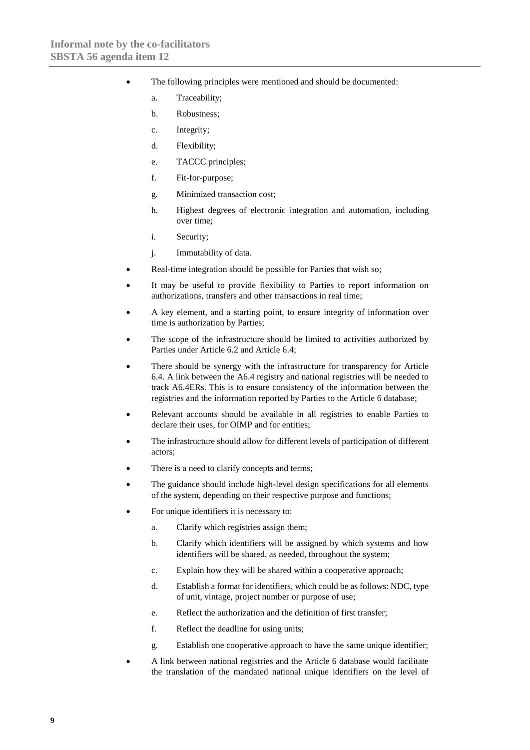- The following principles were mentioned and should be documented:
    a. Traceability;
    b. Robustness;
    c. Integrity;
    d. Flexibility;
    e. TACCC principles;
    f. Fit-for-purpose;
    g. Minimized transaction cost;
    h. Highest degrees of electronic integration and automation, including over time;
    i. Security;
    j. Immutability of data.
- Real-time integration should be possible for Parties that wish so;
- It may be useful to provide flexibility to Parties to report information on authorizations, transfers and other transactions in real time;
- A key element, and a starting point, to ensure integrity of information over time is authorization by Parties;
- The scope of the infrastructure should be limited to activities authorized by Parties under Article 6.2 and Article 6.4;
- There should be synergy with the infrastructure for transparency for Article 6.4. A link between the A6.4 registry and national registries will be needed to track A6.4ERs. This is to ensure consistency of the information between the registries and the information reported by Parties to the Article 6 database;
- Relevant accounts should be available in all registries to enable Parties to declare their uses, for OIMP and for entities;
- The infrastructure should allow for different levels of participation of different actors;
- There is a need to clarify concepts and terms;
- The guidance should include high-level design specifications for all elements of the system, depending on their respective purpose and functions;
- For unique identifiers it is necessary to:
    a. Clarify which registries assign them;
    b. Clarify which identifiers will be assigned by which systems and how identifiers will be shared, as needed, throughout the system;
    c. Explain how they will be shared within a cooperative approach;
    d. Establish a format for identifiers, which could be as follows: NDC, type of unit, vintage, project number or purpose of use;
    e. Reflect the authorization and the definition of first transfer;
    f. Reflect the deadline for using units;
    g. Establish one cooperative approach to have the same unique identifier;
- A link between national registries and the Article 6 database would facilitate the translation of the mandated national unique identifiers on the level of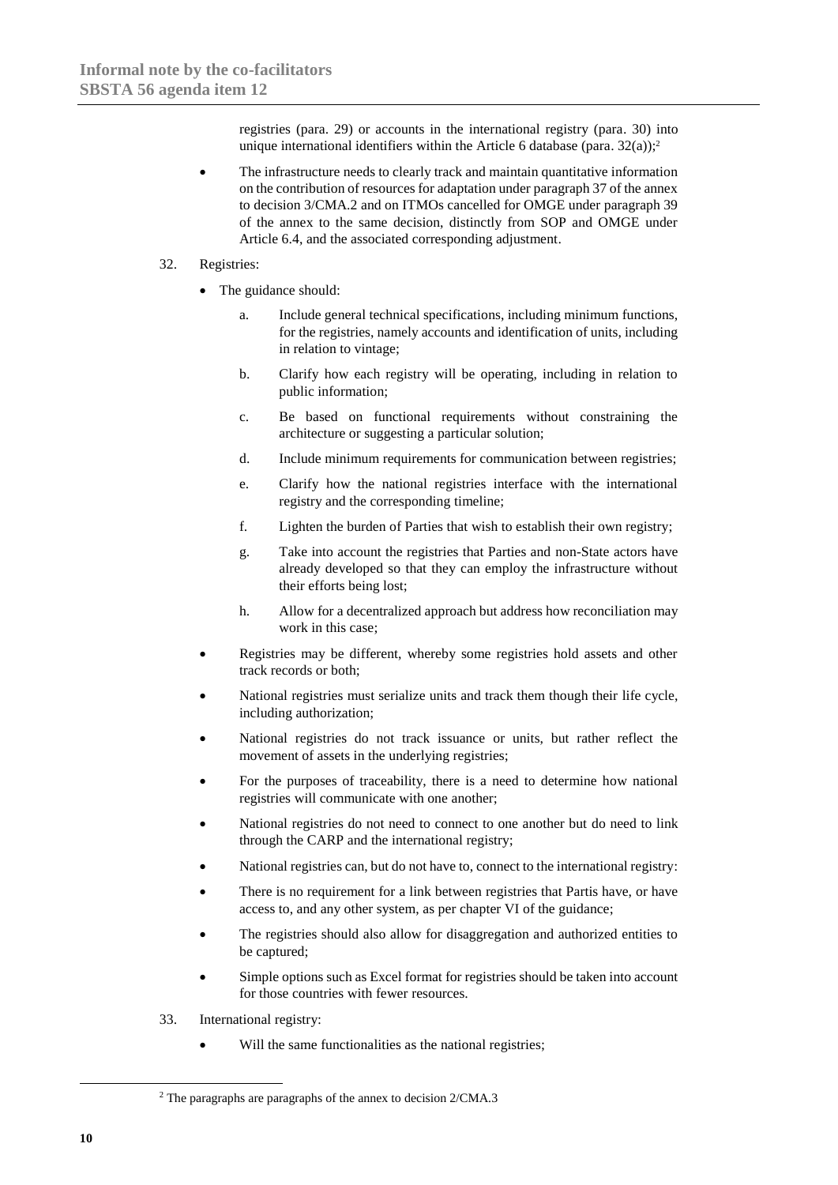registries (para. 29) or accounts in the international registry (para. 30) into unique international identifiers within the Article 6 database (para. 32(a));[2]

- The infrastructure needs to clearly track and maintain quantitative information on the contribution of resources for adaptation under paragraph 37 of the annex to decision 3/CMA.2 and on ITMOs cancelled for OMGE under paragraph 39 of the annex to the same decision, distinctly from SOP and OMGE under Article 6.4, and the associated corresponding adjustment.

32. Registries:

- The guidance should:
  a. Include general technical specifications, including minimum functions, for the registries, namely accounts and identification of units, including in relation to vintage;
  b. Clarify how each registry will be operating, including in relation to public information;
  c. Be based on functional requirements without constraining the architecture or suggesting a particular solution;
  d. Include minimum requirements for communication between registries;
  e. Clarify how the national registries interface with the international registry and the corresponding timeline;
  f. Lighten the burden of Parties that wish to establish their own registry;
  g. Take into account the registries that Parties and non-State actors have already developed so that they can employ the infrastructure without their efforts being lost;
  h. Allow for a decentralized approach but address how reconciliation may work in this case;
- Registries may be different, whereby some registries hold assets and other track records or both;
- National registries must serialize units and track them though their life cycle, including authorization;
- National registries do not track issuance or units, but rather reflect the movement of assets in the underlying registries;
- For the purposes of traceability, there is a need to determine how national registries will communicate with one another;
- National registries do not need to connect to one another but do need to link through the CARP and the international registry;
- National registries can, but do not have to, connect to the international registry:
- There is no requirement for a link between registries that Partis have, or have access to, and any other system, as per chapter VI of the guidance;
- The registries should also allow for disaggregation and authorized entities to be captured;
- Simple options such as Excel format for registries should be taken into account for those countries with fewer resources.

33. International registry:

- Will the same functionalities as the national registries;

---

[2] The paragraphs are paragraphs of the annex to decision 2/CMA.3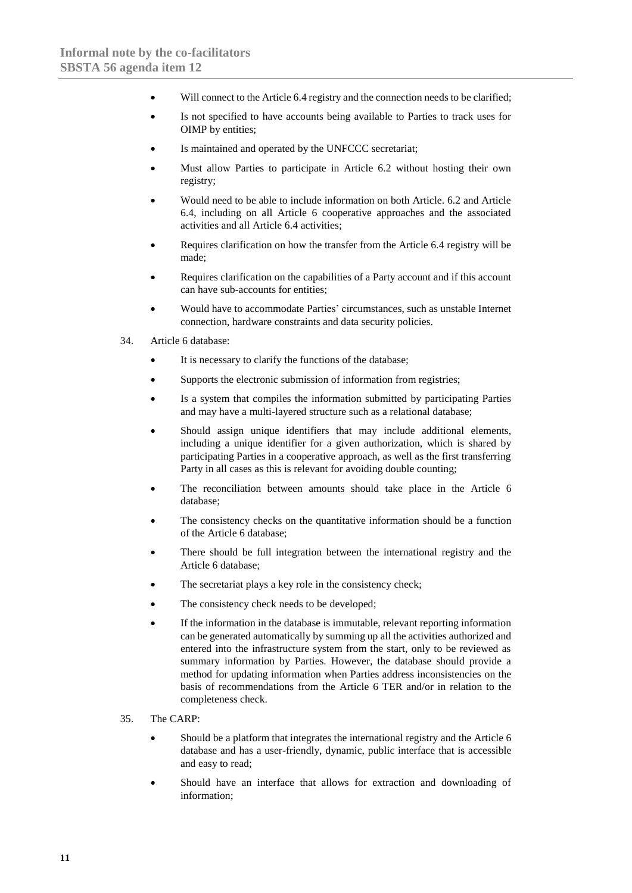- Will connect to the Article 6.4 registry and the connection needs to be clarified;
- Is not specified to have accounts being available to Parties to track uses for OIMP by entities;
- Is maintained and operated by the UNFCCC secretariat;
- Must allow Parties to participate in Article 6.2 without hosting their own registry;
- Would need to be able to include information on both Article. 6.2 and Article 6.4, including on all Article 6 cooperative approaches and the associated activities and all Article 6.4 activities;
- Requires clarification on how the transfer from the Article 6.4 registry will be made;
- Requires clarification on the capabilities of a Party account and if this account can have sub-accounts for entities;
- Would have to accommodate Parties' circumstances, such as unstable Internet connection, hardware constraints and data security policies.

34. Article 6 database:

- It is necessary to clarify the functions of the database;
- Supports the electronic submission of information from registries;
- Is a system that compiles the information submitted by participating Parties and may have a multi-layered structure such as a relational database;
- Should assign unique identifiers that may include additional elements, including a unique identifier for a given authorization, which is shared by participating Parties in a cooperative approach, as well as the first transferring Party in all cases as this is relevant for avoiding double counting;
- The reconciliation between amounts should take place in the Article 6 database;
- The consistency checks on the quantitative information should be a function of the Article 6 database;
- There should be full integration between the international registry and the Article 6 database;
- The secretariat plays a key role in the consistency check;
- The consistency check needs to be developed;
- If the information in the database is immutable, relevant reporting information can be generated automatically by summing up all the activities authorized and entered into the infrastructure system from the start, only to be reviewed as summary information by Parties. However, the database should provide a method for updating information when Parties address inconsistencies on the basis of recommendations from the Article 6 TER and/or in relation to the completeness check.

35. The CARP:

- Should be a platform that integrates the international registry and the Article 6 database and has a user-friendly, dynamic, public interface that is accessible and easy to read;
- Should have an interface that allows for extraction and downloading of information;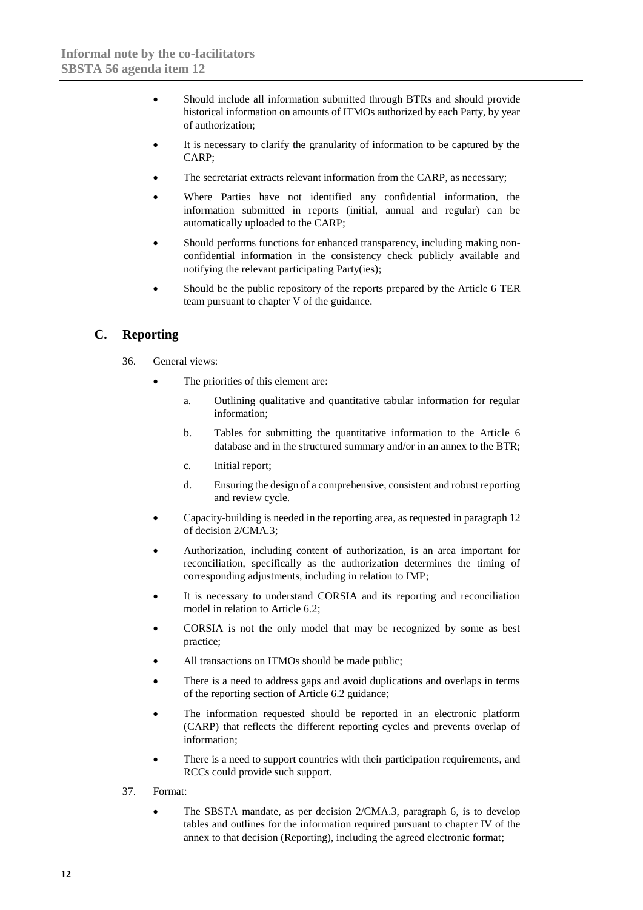- Should include all information submitted through BTRs and should provide historical information on amounts of ITMOs authorized by each Party, by year of authorization;
- It is necessary to clarify the granularity of information to be captured by the CARP;
- The secretariat extracts relevant information from the CARP, as necessary;
- Where Parties have not identified any confidential information, the information submitted in reports (initial, annual and regular) can be automatically uploaded to the CARP;
- Should performs functions for enhanced transparency, including making non-confidential information in the consistency check publicly available and notifying the relevant participating Party(ies);
- Should be the public repository of the reports prepared by the Article 6 TER team pursuant to chapter V of the guidance.

## C. Reporting

36. General views:

- The priorities of this element are:
  a. Outlining qualitative and quantitative tabular information for regular information;
  b. Tables for submitting the quantitative information to the Article 6 database and in the structured summary and/or in an annex to the BTR;
  c. Initial report;
  d. Ensuring the design of a comprehensive, consistent and robust reporting and review cycle.
- Capacity-building is needed in the reporting area, as requested in paragraph 12 of decision 2/CMA.3;
- Authorization, including content of authorization, is an area important for reconciliation, specifically as the authorization determines the timing of corresponding adjustments, including in relation to IMP;
- It is necessary to understand CORSIA and its reporting and reconciliation model in relation to Article 6.2;
- CORSIA is not the only model that may be recognized by some as best practice;
- All transactions on ITMOs should be made public;
- There is a need to address gaps and avoid duplications and overlaps in terms of the reporting section of Article 6.2 guidance;
- The information requested should be reported in an electronic platform (CARP) that reflects the different reporting cycles and prevents overlap of information;
- There is a need to support countries with their participation requirements, and RCCs could provide such support.

37. Format:

- The SBSTA mandate, as per decision 2/CMA.3, paragraph 6, is to develop tables and outlines for the information required pursuant to chapter IV of the annex to that decision (Reporting), including the agreed electronic format;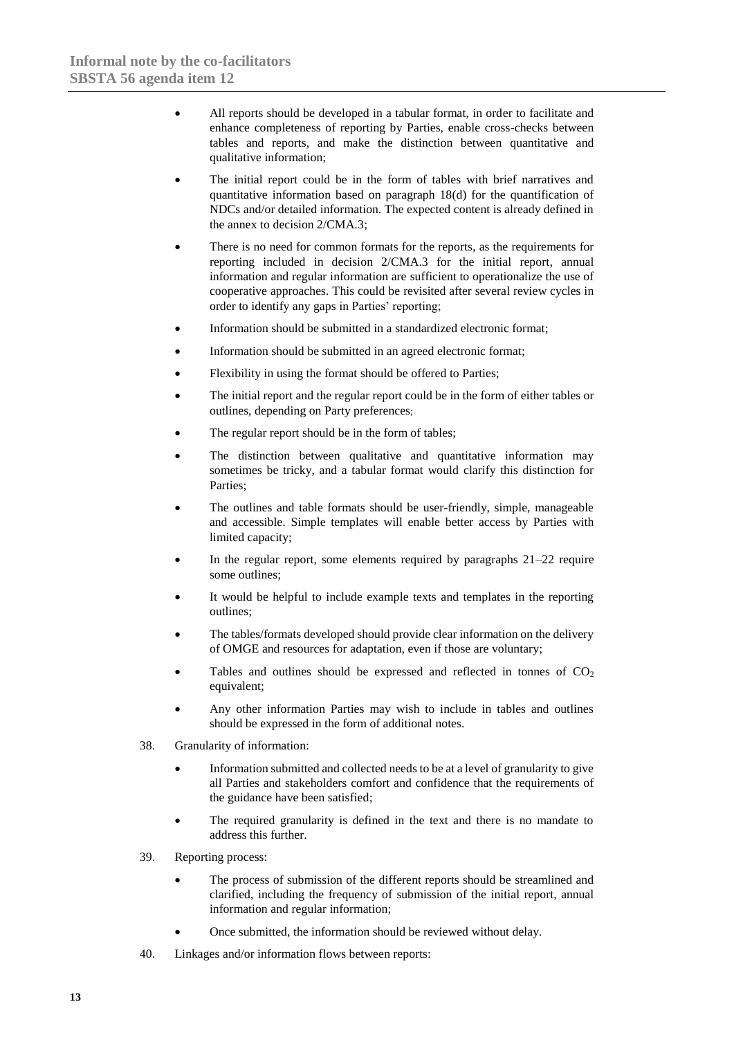- All reports should be developed in a tabular format, in order to facilitate and enhance completeness of reporting by Parties, enable cross-checks between tables and reports, and make the distinction between quantitative and qualitative information;
- The initial report could be in the form of tables with brief narratives and quantitative information based on paragraph 18(d) for the quantification of NDCs and/or detailed information. The expected content is already defined in the annex to decision 2/CMA.3;
- There is no need for common formats for the reports, as the requirements for reporting included in decision 2/CMA.3 for the initial report, annual information and regular information are sufficient to operationalize the use of cooperative approaches. This could be revisited after several review cycles in order to identify any gaps in Parties' reporting;
- Information should be submitted in a standardized electronic format;
- Information should be submitted in an agreed electronic format;
- Flexibility in using the format should be offered to Parties;
- The initial report and the regular report could be in the form of either tables or outlines, depending on Party preferences;
- The regular report should be in the form of tables;
- The distinction between qualitative and quantitative information may sometimes be tricky, and a tabular format would clarify this distinction for Parties;
- The outlines and table formats should be user-friendly, simple, manageable and accessible. Simple templates will enable better access by Parties with limited capacity;
- In the regular report, some elements required by paragraphs 21–22 require some outlines;
- It would be helpful to include example texts and templates in the reporting outlines;
- The tables/formats developed should provide clear information on the delivery of OMGE and resources for adaptation, even if those are voluntary;
- Tables and outlines should be expressed and reflected in tonnes of $CO_2$ equivalent;
- Any other information Parties may wish to include in tables and outlines should be expressed in the form of additional notes.

38. Granularity of information:

    - Information submitted and collected needs to be at a level of granularity to give all Parties and stakeholders comfort and confidence that the requirements of the guidance have been satisfied;
    - The required granularity is defined in the text and there is no mandate to address this further.

39. Reporting process:

    - The process of submission of the different reports should be streamlined and clarified, including the frequency of submission of the initial report, annual information and regular information;
    - Once submitted, the information should be reviewed without delay.

40. Linkages and/or information flows between reports: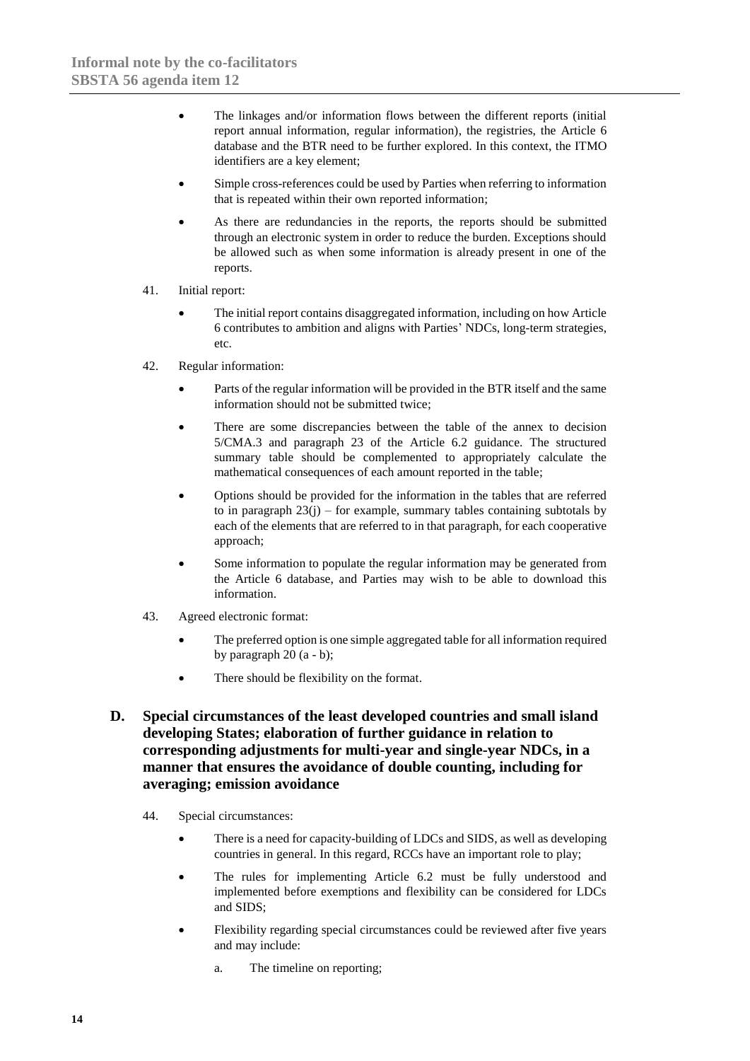- The linkages and/or information flows between the different reports (initial report annual information, regular information), the registries, the Article 6 database and the BTR need to be further explored. In this context, the ITMO identifiers are a key element;
- Simple cross-references could be used by Parties when referring to information that is repeated within their own reported information;
- As there are redundancies in the reports, the reports should be submitted through an electronic system in order to reduce the burden. Exceptions should be allowed such as when some information is already present in one of the reports.

41. Initial report:

- The initial report contains disaggregated information, including on how Article 6 contributes to ambition and aligns with Parties' NDCs, long-term strategies, etc.

42. Regular information:

- Parts of the regular information will be provided in the BTR itself and the same information should not be submitted twice;
- There are some discrepancies between the table of the annex to decision 5/CMA.3 and paragraph 23 of the Article 6.2 guidance. The structured summary table should be complemented to appropriately calculate the mathematical consequences of each amount reported in the table;
- Options should be provided for the information in the tables that are referred to in paragraph 23(j) – for example, summary tables containing subtotals by each of the elements that are referred to in that paragraph, for each cooperative approach;
- Some information to populate the regular information may be generated from the Article 6 database, and Parties may wish to be able to download this information.

43. Agreed electronic format:

- The preferred option is one simple aggregated table for all information required by paragraph 20 (a - b);
- There should be flexibility on the format.

## D. Special circumstances of the least developed countries and small island developing States; elaboration of further guidance in relation to corresponding adjustments for multi-year and single-year NDCs, in a manner that ensures the avoidance of double counting, including for averaging; emission avoidance

44. Special circumstances:

- There is a need for capacity-building of LDCs and SIDS, as well as developing countries in general. In this regard, RCCs have an important role to play;
- The rules for implementing Article 6.2 must be fully understood and implemented before exemptions and flexibility can be considered for LDCs and SIDS;
- Flexibility regarding special circumstances could be reviewed after five years and may include:

  a. The timeline on reporting;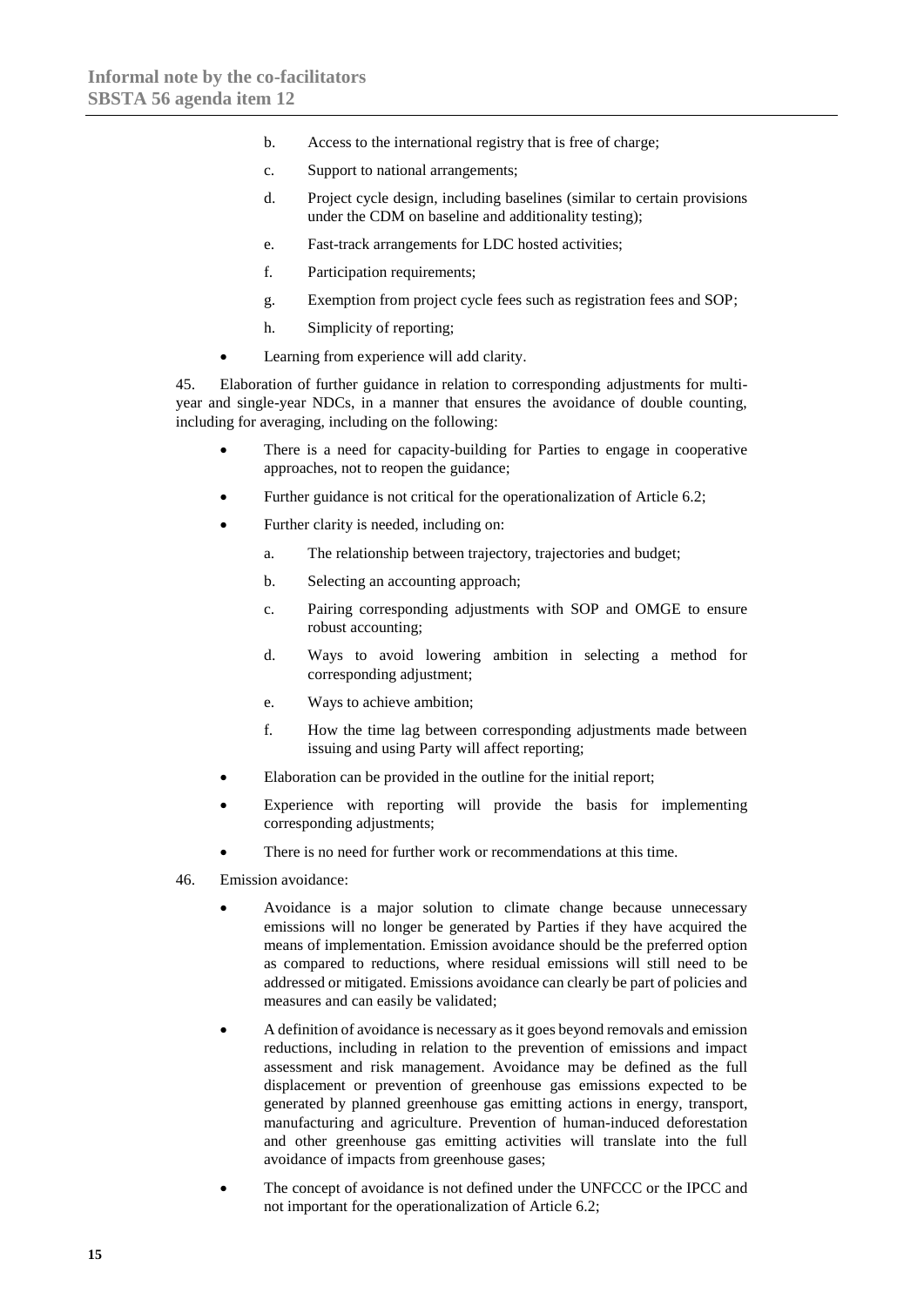b. Access to the international registry that is free of charge;

   c. Support to national arrangements;

   d. Project cycle design, including baselines (similar to certain provisions under the CDM on baseline and additionality testing);

   e. Fast-track arrangements for LDC hosted activities;

   f. Participation requirements;

   g. Exemption from project cycle fees such as registration fees and SOP;

   h. Simplicity of reporting;

- Learning from experience will add clarity.

45. Elaboration of further guidance in relation to corresponding adjustments for multi-year and single-year NDCs, in a manner that ensures the avoidance of double counting, including for averaging, including on the following:

- There is a need for capacity-building for Parties to engage in cooperative approaches, not to reopen the guidance;
- Further guidance is not critical for the operationalization of Article 6.2;
- Further clarity is needed, including on:

   a. The relationship between trajectory, trajectories and budget;

   b. Selecting an accounting approach;

   c. Pairing corresponding adjustments with SOP and OMGE to ensure robust accounting;

   d. Ways to avoid lowering ambition in selecting a method for corresponding adjustment;

   e. Ways to achieve ambition;

   f. How the time lag between corresponding adjustments made between issuing and using Party will affect reporting;

- Elaboration can be provided in the outline for the initial report;
- Experience with reporting will provide the basis for implementing corresponding adjustments;
- There is no need for further work or recommendations at this time.

46. Emission avoidance:

- Avoidance is a major solution to climate change because unnecessary emissions will no longer be generated by Parties if they have acquired the means of implementation. Emission avoidance should be the preferred option as compared to reductions, where residual emissions will still need to be addressed or mitigated. Emissions avoidance can clearly be part of policies and measures and can easily be validated;
- A definition of avoidance is necessary as it goes beyond removals and emission reductions, including in relation to the prevention of emissions and impact assessment and risk management. Avoidance may be defined as the full displacement or prevention of greenhouse gas emissions expected to be generated by planned greenhouse gas emitting actions in energy, transport, manufacturing and agriculture. Prevention of human-induced deforestation and other greenhouse gas emitting activities will translate into the full avoidance of impacts from greenhouse gases;
- The concept of avoidance is not defined under the UNFCCC or the IPCC and not important for the operationalization of Article 6.2;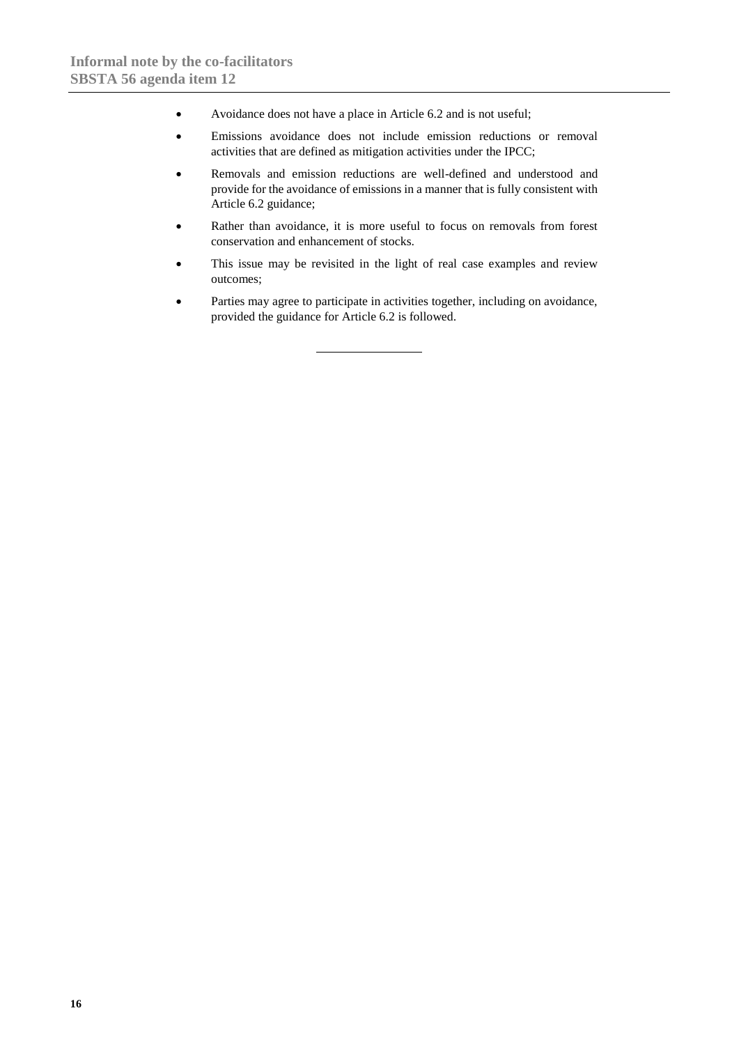- Avoidance does not have a place in Article 6.2 and is not useful;
- Emissions avoidance does not include emission reductions or removal activities that are defined as mitigation activities under the IPCC;
- Removals and emission reductions are well-defined and understood and provide for the avoidance of emissions in a manner that is fully consistent with Article 6.2 guidance;
- Rather than avoidance, it is more useful to focus on removals from forest conservation and enhancement of stocks.
- This issue may be revisited in the light of real case examples and review outcomes;
- Parties may agree to participate in activities together, including on avoidance, provided the guidance for Article 6.2 is followed.